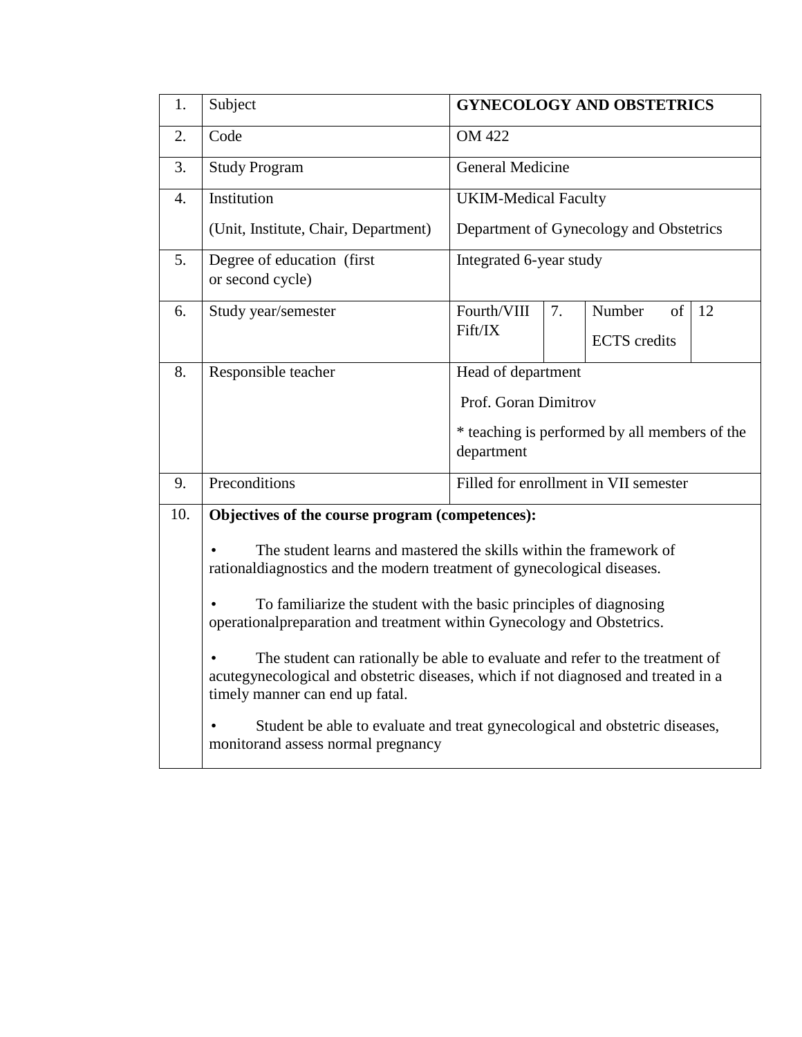| 1. | Subject | **GYNECOLOGY AND OBSTETRICS** | | | |
|---|---|---|---|---|---|
| 2. | Code | OM 422 | | | |
| 3. | Study Program | General Medicine | | | |
| 4. | Institution<br><br>(Unit, Institute, Chair, Department) | UKIM-Medical Faculty<br><br>Department of Gynecology and Obstetrics | | | |
| 5. | Degree of education (first or second cycle) | Integrated 6-year study | | | |
| 6. | Study year/semester | Fourth/VIII Fift/IX | 7. | Number of ECTS credits | 12 |
| 8. | Responsible teacher | Head of department<br><br>Prof. Goran Dimitrov<br><br>* teaching is performed by all members of the department | | | |
| 9. | Preconditions | Filled for enrollment in VII semester | | | |
| 10. | **Objectives of the course program (competences):**<br><br>• The student learns and mastered the skills within the framework of rationaldiagnostics and the modern treatment of gynecological diseases.<br><br>• To familiarize the student with the basic principles of diagnosing operationalpreparation and treatment within Gynecology and Obstetrics.<br><br>• The student can rationally be able to evaluate and refer to the treatment of acutegynecological and obstetric diseases, which if not diagnosed and treated in a timely manner can end up fatal.<br><br>• Student be able to evaluate and treat gynecological and obstetric diseases, monitorand assess normal pregnancy | | | | |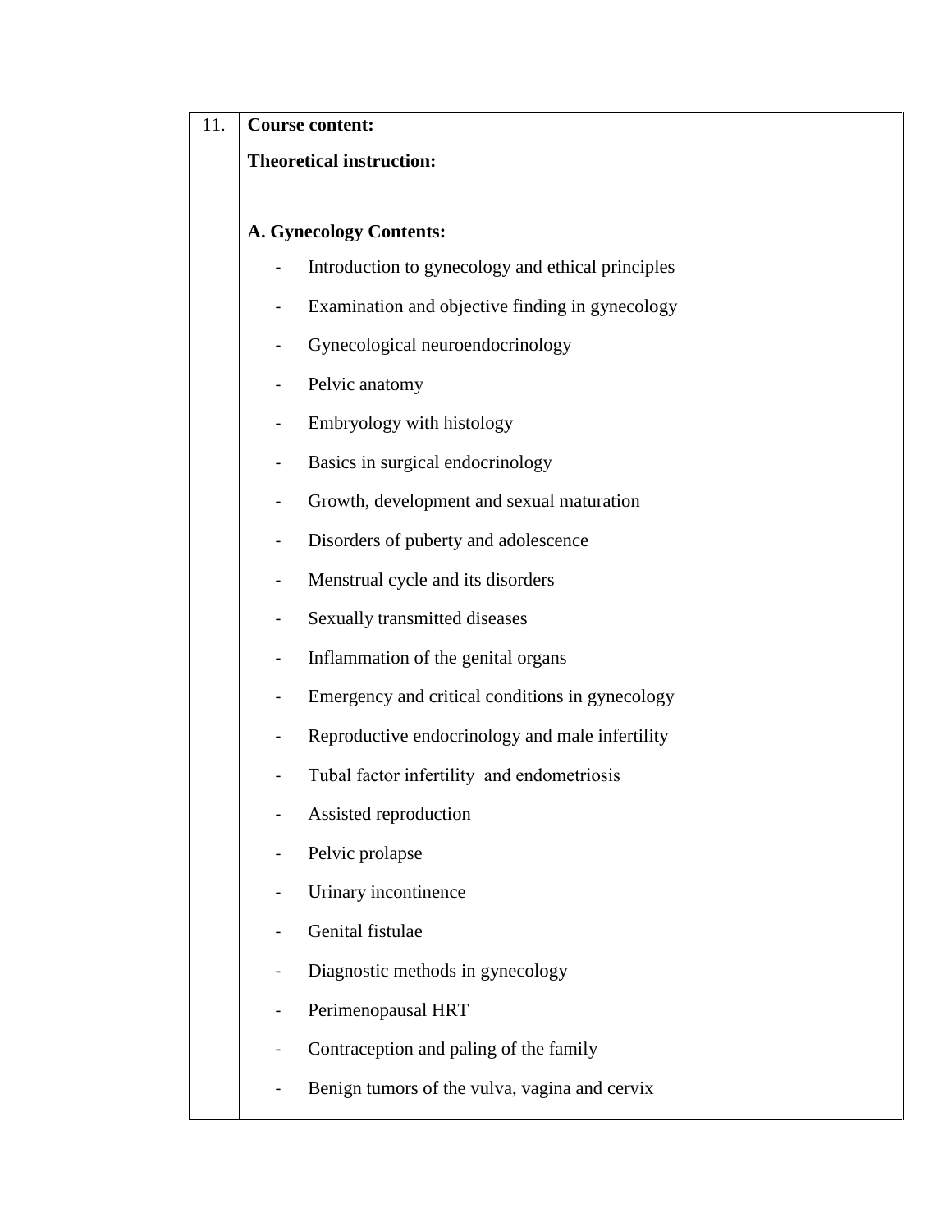| 11. | **Course content:**<br><br>**Theoretical instruction:**<br><br>**A. Gynecology Contents:**<br><br>- Introduction to gynecology and ethical principles<br>- Examination and objective finding in gynecology<br>- Gynecological neuroendocrinology<br>- Pelvic anatomy<br>- Embryology with histology<br>- Basics in surgical endocrinology<br>- Growth, development and sexual maturation<br>- Disorders of puberty and adolescence<br>- Menstrual cycle and its disorders<br>- Sexually transmitted diseases<br>- Inflammation of the genital organs<br>- Emergency and critical conditions in gynecology<br>- Reproductive endocrinology and male infertility<br>- Tubal factor infertility and endometriosis<br>- Assisted reproduction<br>- Pelvic prolapse<br>- Urinary incontinence<br>- Genital fistulae<br>- Diagnostic methods in gynecology<br>- Perimenopausal HRT<br>- Contraception and paling of the family<br>- Benign tumors of the vulva, vagina and cervix |
|---|---|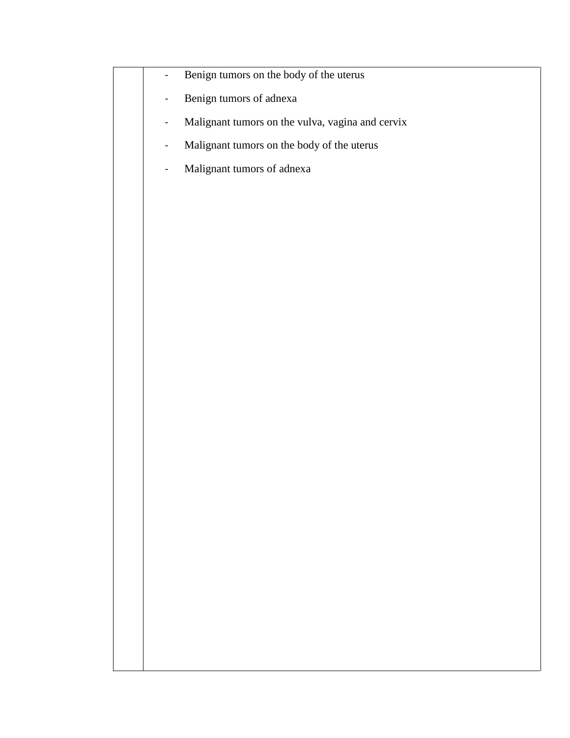|   |   |
|---|---|
|   | - Benign tumors on the body of the uterus<br>- Benign tumors of adnexa<br>- Malignant tumors on the vulva, vagina and cervix<br>- Malignant tumors on the body of the uterus<br>- Malignant tumors of adnexa |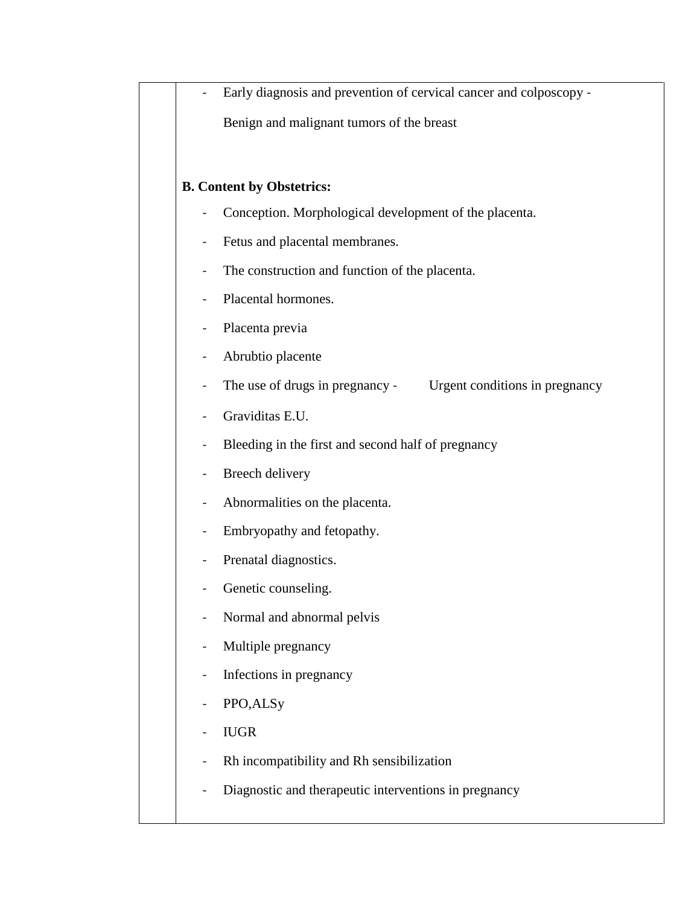- Early diagnosis and prevention of cervical cancer and colposcopy - Benign and malignant tumors of the breast

**B. Content by Obstetrics:**

- Conception. Morphological development of the placenta.
- Fetus and placental membranes.
- The construction and function of the placenta.
- Placental hormones.
- Placenta previa
- Abrubtio placente
- The use of drugs in pregnancy - Urgent conditions in pregnancy
- Graviditas E.U.
- Bleeding in the first and second half of pregnancy
- Breech delivery
- Abnormalities on the placenta.
- Embryopathy and fetopathy.
- Prenatal diagnostics.
- Genetic counseling.
- Normal and abnormal pelvis
- Multiple pregnancy
- Infections in pregnancy
- PPO,ALSy
- IUGR
- Rh incompatibility and Rh sensibilization
- Diagnostic and therapeutic interventions in pregnancy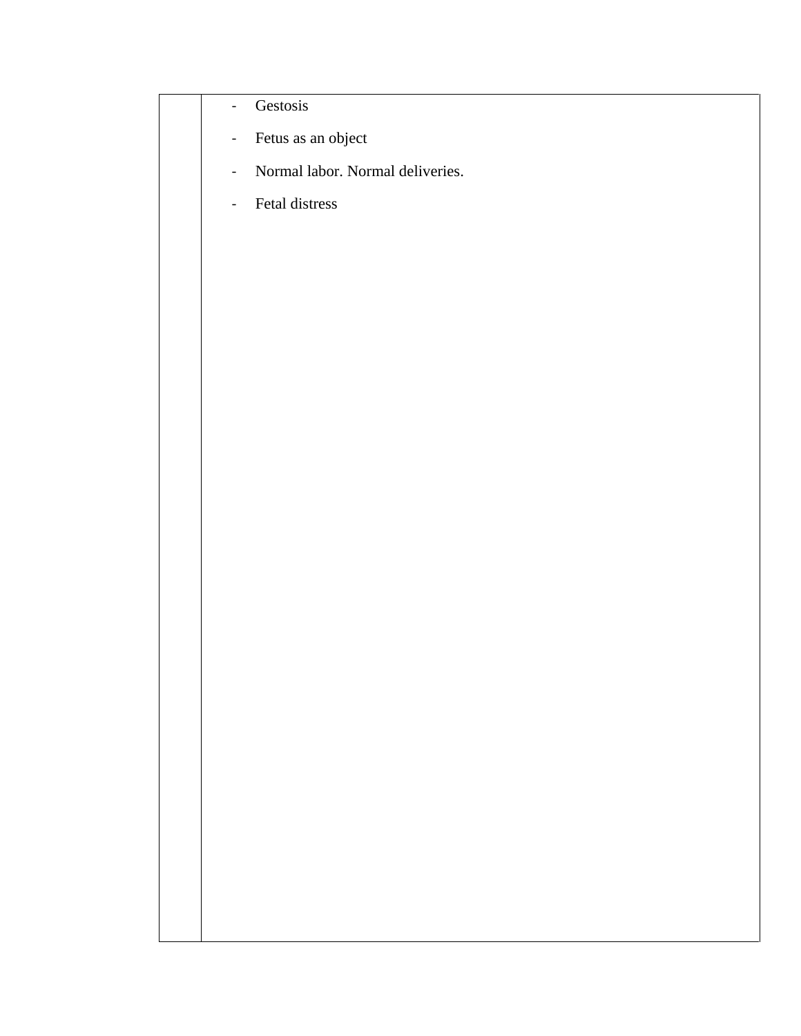| | |
|---|---|
| | - Gestosis<br>- Fetus as an object<br>- Normal labor. Normal deliveries.<br>- Fetal distress |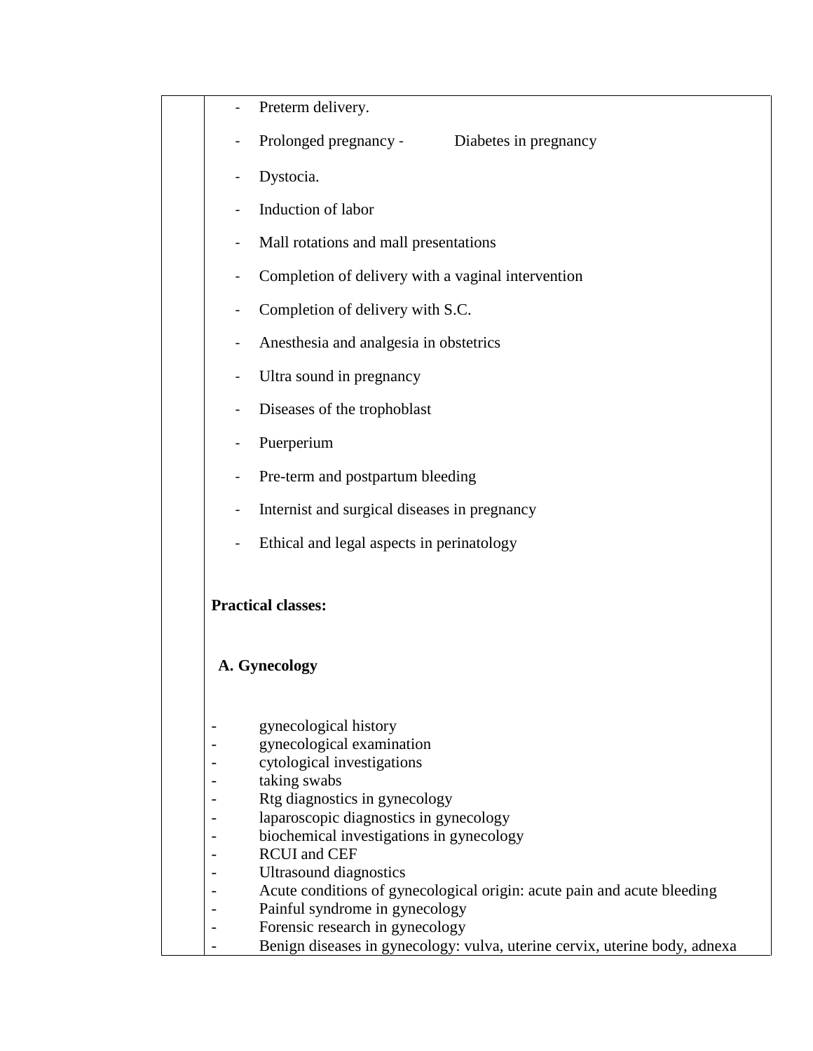- Preterm delivery.
- Prolonged pregnancy - Diabetes in pregnancy
- Dystocia.
- Induction of labor
- Mall rotations and mall presentations
- Completion of delivery with a vaginal intervention
- Completion of delivery with S.C.
- Anesthesia and analgesia in obstetrics
- Ultra sound in pregnancy
- Diseases of the trophoblast
- Puerperium
- Pre-term and postpartum bleeding
- Internist and surgical diseases in pregnancy
- Ethical and legal aspects in perinatology

**Practical classes:**

**A. Gynecology**

- gynecological history
- gynecological examination
- cytological investigations
- taking swabs
- Rtg diagnostics in gynecology
- laparoscopic diagnostics in gynecology
- biochemical investigations in gynecology
- RCUI and CEF
- Ultrasound diagnostics
- Acute conditions of gynecological origin: acute pain and acute bleeding
- Painful syndrome in gynecology
- Forensic research in gynecology
- Benign diseases in gynecology: vulva, uterine cervix, uterine body, adnexa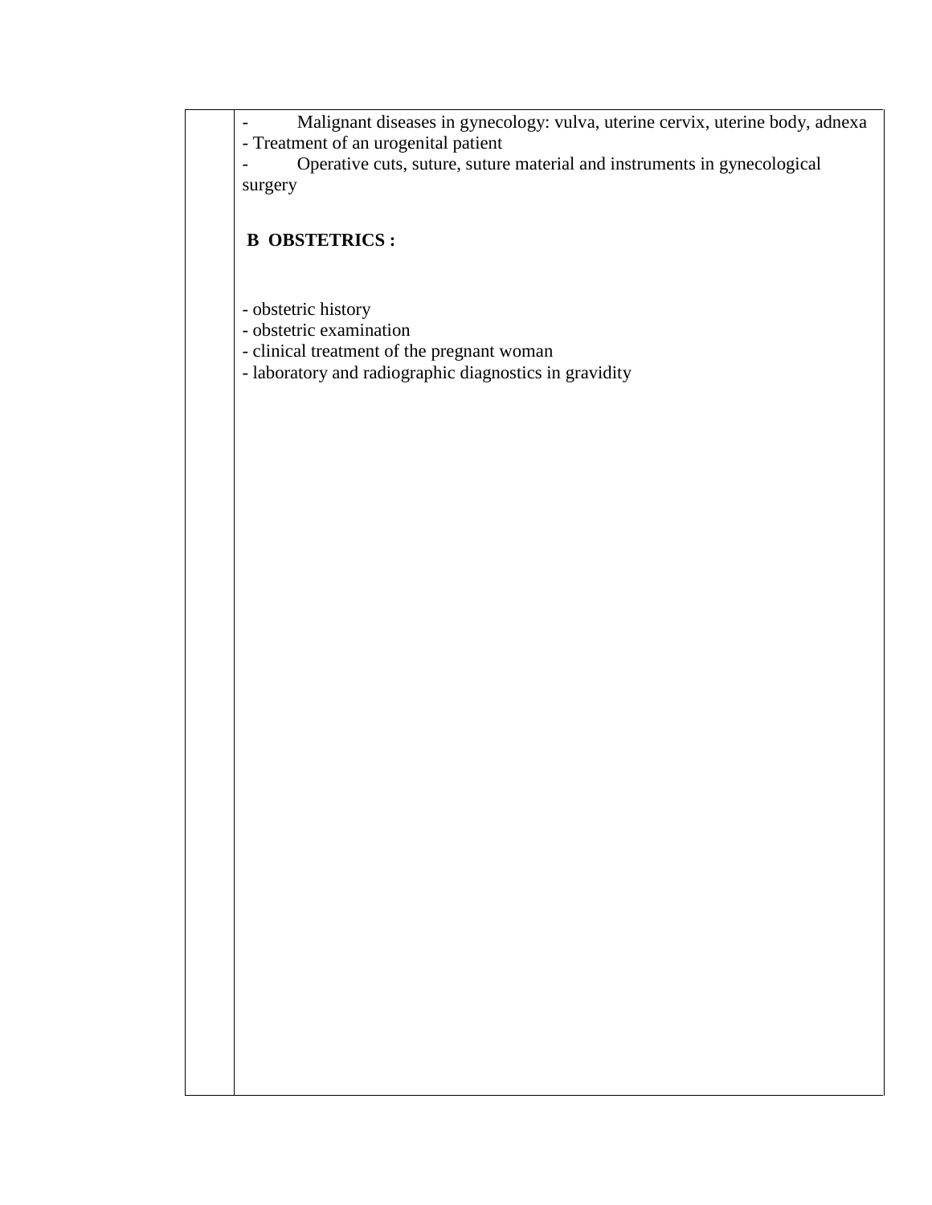| | - Malignant diseases in gynecology: vulva, uterine cervix, uterine body, adnexa<br>- Treatment of an urogenital patient<br>- Operative cuts, suture, suture material and instruments in gynecological surgery<br><br>**B OBSTETRICS :**<br><br>- obstetric history<br>- obstetric examination<br>- clinical treatment of the pregnant woman<br>- laboratory and radiographic diagnostics in gravidity |
|---|---|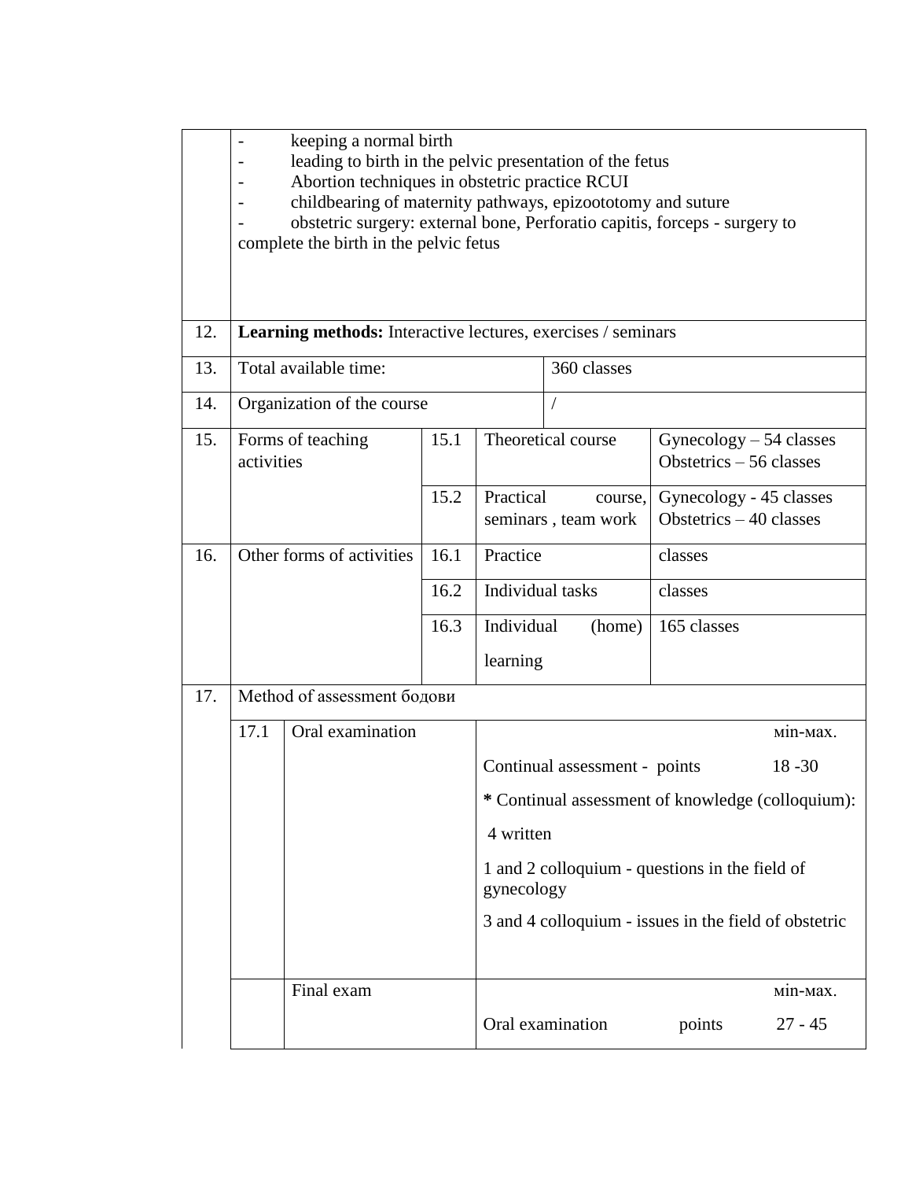| | | | | |
|---|---|---|---|---|
| | - keeping a normal birth<br>- leading to birth in the pelvic presentation of the fetus<br>- Abortion techniques in obstetric practice RCUI<br>- childbearing of maternity pathways, epizoototomy and suture<br>- obstetric surgery: external bone, Perforatio capitis, forceps - surgery to complete the birth in the pelvic fetus | | | |
| 12. | **Learning methods:** Interactive lectures, exercises / seminars | | | |
| 13. | Total available time: | | 360 classes | |
| 14. | Organization of the course | | / | |
| 15. | Forms of teaching activities | 15.1 | Theoretical course | Gynecology – 54 classes<br>Obstetrics – 56 classes |
| | | 15.2 | Practical course, seminars , team work | Gynecology - 45 classes<br>Obstetrics – 40 classes |
| 16. | Other forms of activities | 16.1 | Practice | classes |
| | | 16.2 | Individual tasks | classes |
| | | 16.3 | Individual (home) learning | 165 classes |
| 17. | Method of assessment бодови | | | |

| | | | |
|---|---|---|---|
| 17.1 | Oral examination | | мin-мax. |
| | | Continual assessment - points | 18 -30 |
| | | * Continual assessment of knowledge (colloquium):<br>4 written<br>1 and 2 colloquium - questions in the field of gynecology<br>3 and 4 colloquium - issues in the field of obstetric | |
| | Final exam | | мin-мax. |
| | | Oral examination points | 27 - 45 |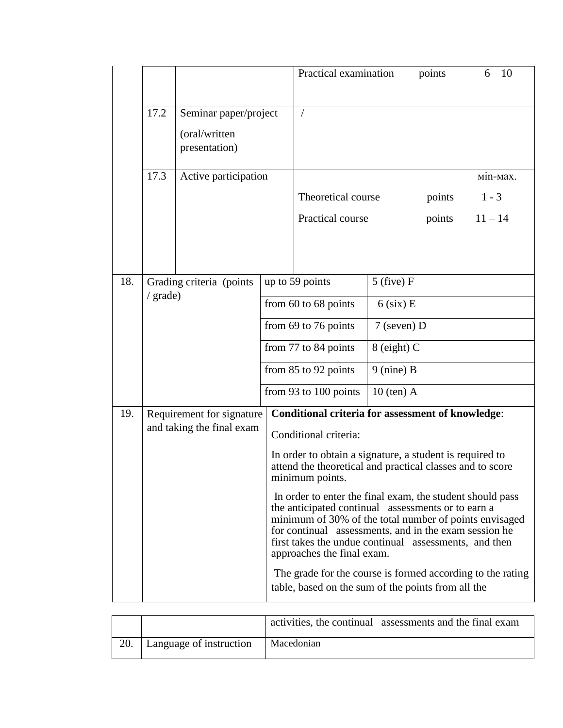| | | | | |
|---|---|---|---|---|
| | | | Practical examination points 6 – 10 | |
| | 17.2 | Seminar paper/project (oral/written presentation) | / | |
| | 17.3 | Active participation | мin-мax.<br>Theoretical course points 1 - 3<br>Practical course points 11 – 14 | |
| 18. | Grading criteria (points / grade) | | up to 59 points | 5 (five) F |
| | | | from 60 to 68 points | 6 (six) E |
| | | | from 69 to 76 points | 7 (seven) D |
| | | | from 77 to 84 points | 8 (eight) C |
| | | | from 85 to 92 points | 9 (nine) B |
| | | | from 93 to 100 points | 10 (ten) A |
| 19. | Requirement for signature and taking the final exam | | **Conditional criteria for assessment of knowledge**:<br>Conditional criteria:<br>In order to obtain a signature, a student is required to attend the theoretical and practical classes and to score minimum points.<br>In order to enter the final exam, the student should pass the anticipated continual assessments or to earn a minimum of 30% of the total number of points envisaged for continual assessments, and in the exam session he first takes the undue continual assessments, and then approaches the final exam.<br>The grade for the course is formed according to the rating table, based on the sum of the points from all the activities, the continual assessments and the final exam | |
| 20. | Language of instruction | | Macedonian | |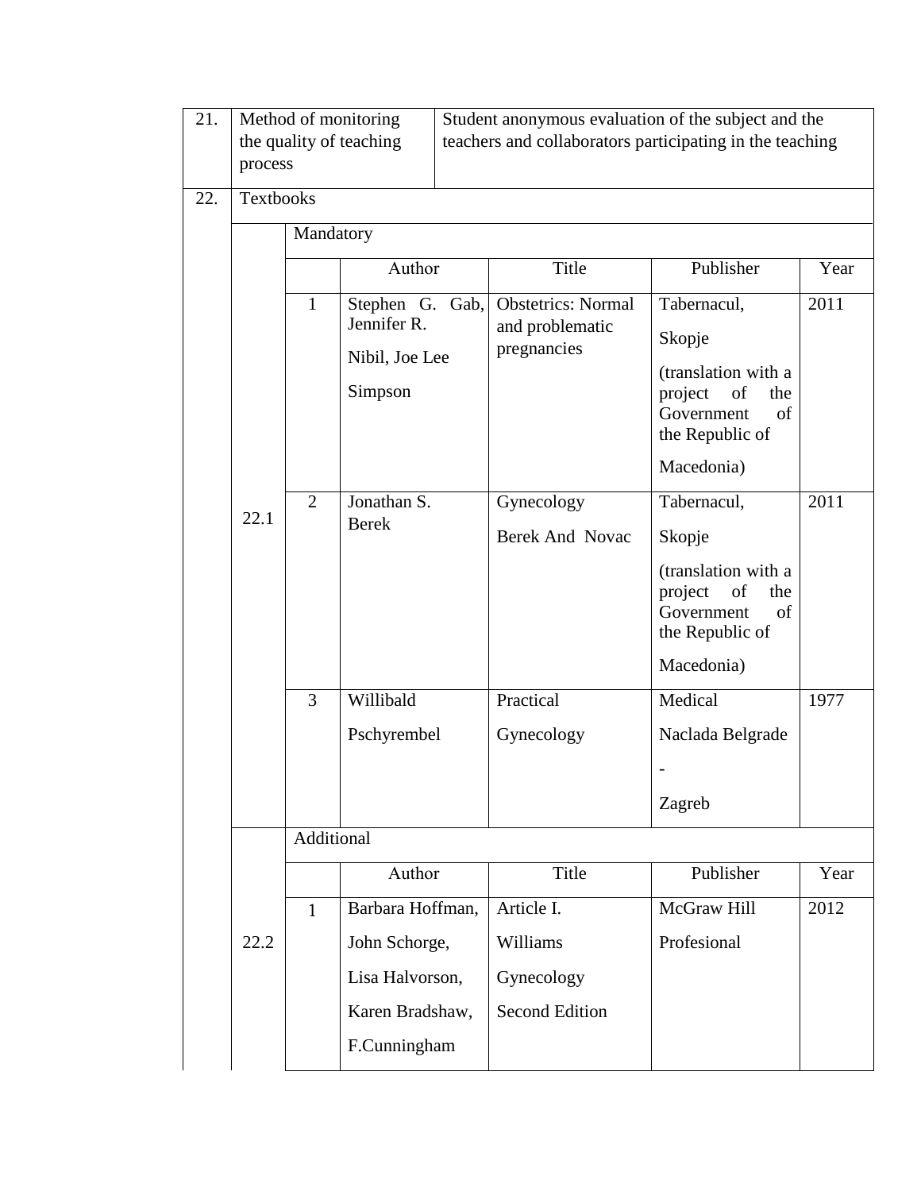| 21. | Method of monitoring the quality of teaching process | Student anonymous evaluation of the subject and the teachers and collaborators participating in the teaching |
|---|---|---|

| 22. | Textbooks | | | | | |
|---|---|---|---|---|---|---|
| | | Mandatory | | | | |
| | | | Author | Title | Publisher | Year |
| | 22.1 | 1 | Stephen G. Gab, Jennifer R. Nibil, Joe Lee Simpson | Obstetrics: Normal and problematic pregnancies | Tabernacul, Skopje (translation with a project of the Government of the Republic of Macedonia) | 2011 |
| | | 2 | Jonathan S. Berek | Gynecology Berek And Novac | Tabernacul, Skopje (translation with a project of the Government of the Republic of Macedonia) | 2011 |
| | | 3 | Willibald Pschyrembel | Practical Gynecology | Medical Naclada Belgrade - Zagreb | 1977 |
| | | Additional | | | | |
| | | | Author | Title | Publisher | Year |
| | 22.2 | 1 | Barbara Hoffman, John Schorge, Lisa Halvorson, Karen Bradshaw, F.Cunningham | Article I. Williams Gynecology Second Edition | McGraw Hill Profesional | 2012 |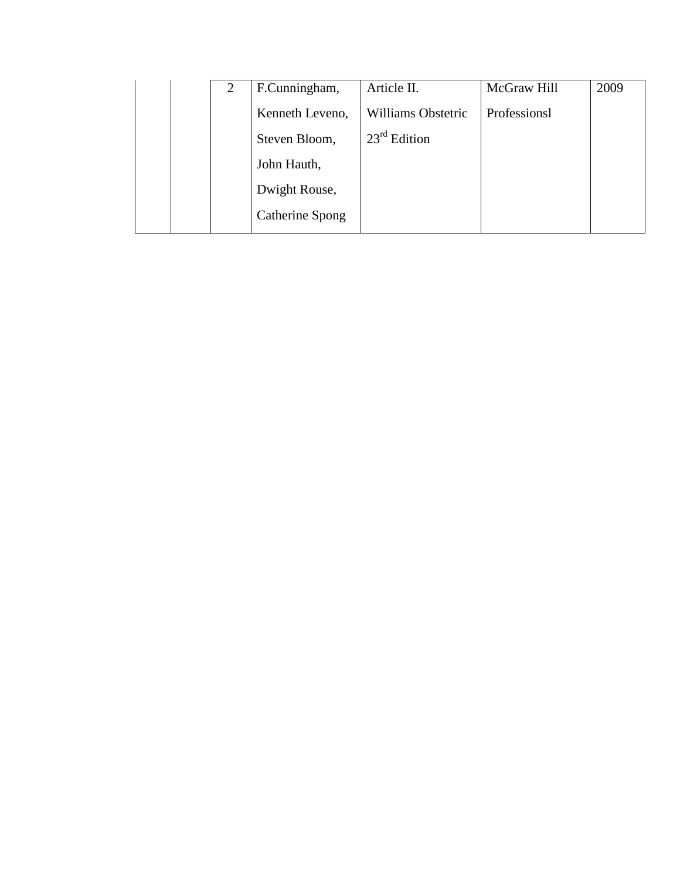| | | | | | | |
|---|---|---|---|---|---|---|
| | | 2 | F.Cunningham, Kenneth Leveno, Steven Bloom, John Hauth, Dwight Rouse, Catherine Spong | Article II. Williams Obstetric 23rd Edition | McGraw Hill Professionsl | 2009 |